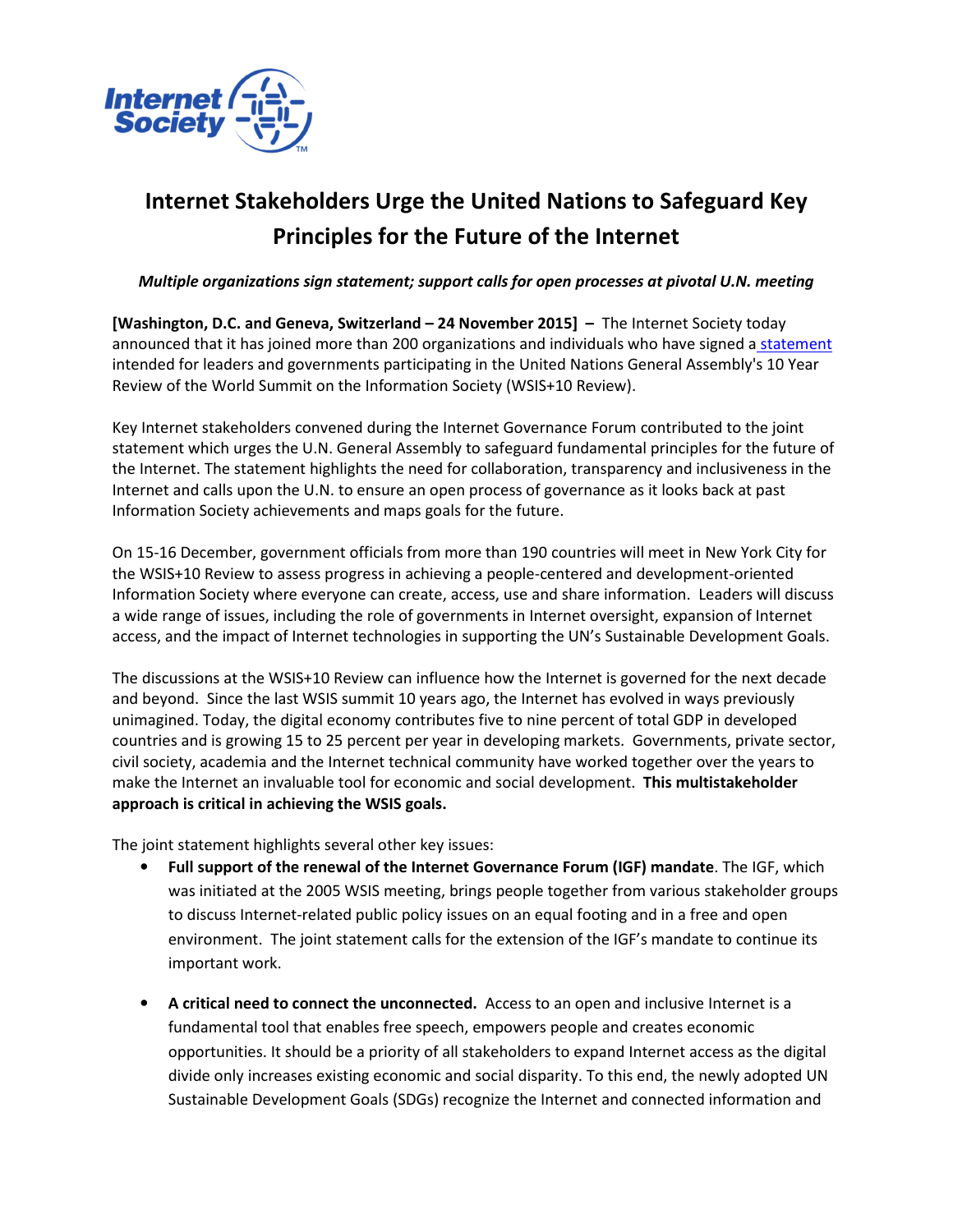# Internet Stakeholders Urge the United Nations to Safeguard Key Principles for the Future of the Internet

***Multiple organizations sign statement; support calls for open processes at pivotal U.N. meeting***

**[Washington, D.C. and Geneva, Switzerland – 24 November 2015] –** The Internet Society today announced that it has joined more than 200 organizations and individuals who have signed a statement intended for leaders and governments participating in the United Nations General Assembly's 10 Year Review of the World Summit on the Information Society (WSIS+10 Review).

Key Internet stakeholders convened during the Internet Governance Forum contributed to the joint statement which urges the U.N. General Assembly to safeguard fundamental principles for the future of the Internet. The statement highlights the need for collaboration, transparency and inclusiveness in the Internet and calls upon the U.N. to ensure an open process of governance as it looks back at past Information Society achievements and maps goals for the future.

On 15-16 December, government officials from more than 190 countries will meet in New York City for the WSIS+10 Review to assess progress in achieving a people-centered and development-oriented Information Society where everyone can create, access, use and share information. Leaders will discuss a wide range of issues, including the role of governments in Internet oversight, expansion of Internet access, and the impact of Internet technologies in supporting the UN's Sustainable Development Goals.

The discussions at the WSIS+10 Review can influence how the Internet is governed for the next decade and beyond. Since the last WSIS summit 10 years ago, the Internet has evolved in ways previously unimagined. Today, the digital economy contributes five to nine percent of total GDP in developed countries and is growing 15 to 25 percent per year in developing markets. Governments, private sector, civil society, academia and the Internet technical community have worked together over the years to make the Internet an invaluable tool for economic and social development. **This multistakeholder approach is critical in achieving the WSIS goals.**

The joint statement highlights several other key issues:

- **Full support of the renewal of the Internet Governance Forum (IGF) mandate**. The IGF, which was initiated at the 2005 WSIS meeting, brings people together from various stakeholder groups to discuss Internet-related public policy issues on an equal footing and in a free and open environment. The joint statement calls for the extension of the IGF's mandate to continue its important work.

- **A critical need to connect the unconnected.** Access to an open and inclusive Internet is a fundamental tool that enables free speech, empowers people and creates economic opportunities. It should be a priority of all stakeholders to expand Internet access as the digital divide only increases existing economic and social disparity. To this end, the newly adopted UN Sustainable Development Goals (SDGs) recognize the Internet and connected information and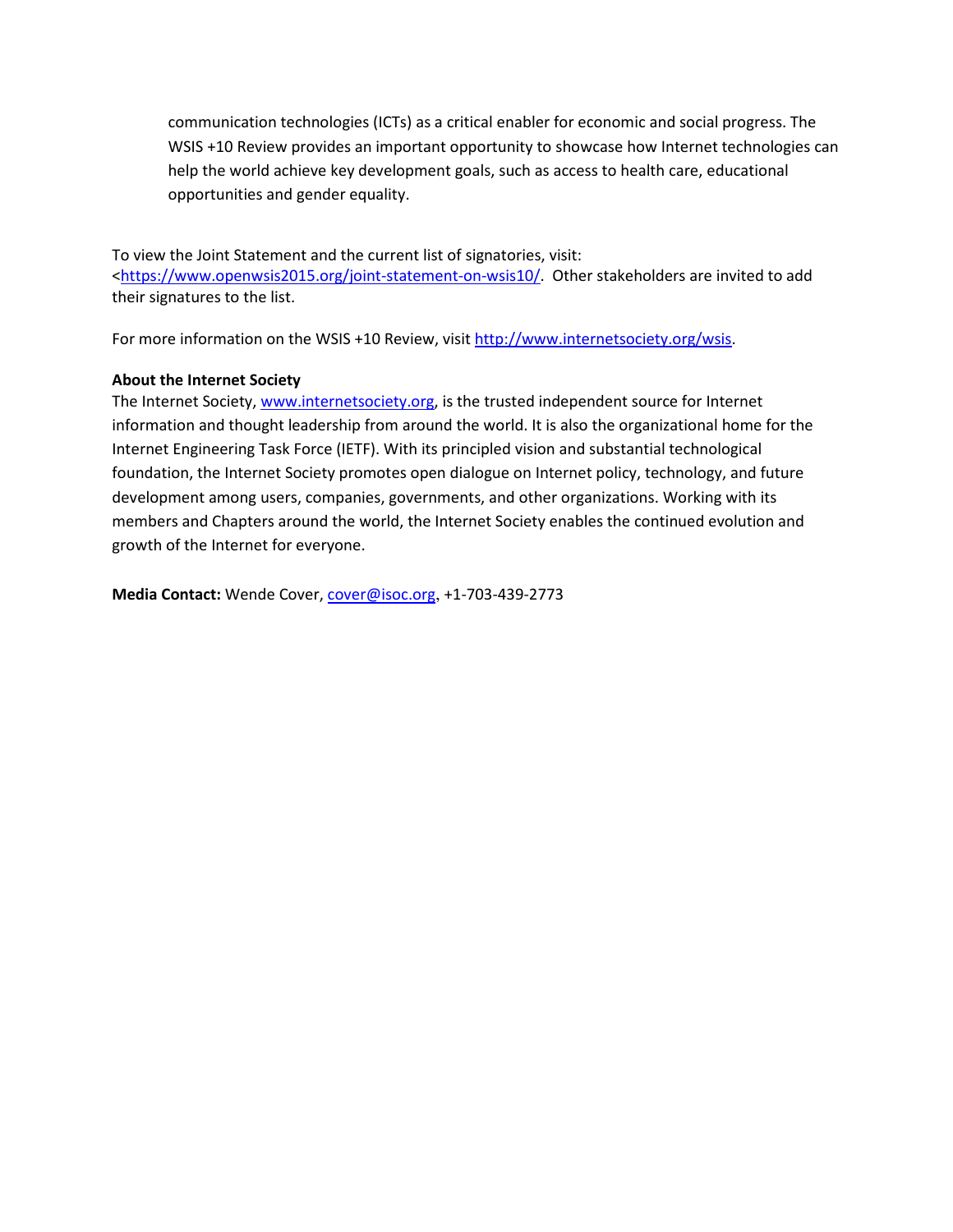communication technologies (ICTs) as a critical enabler for economic and social progress. The WSIS +10 Review provides an important opportunity to showcase how Internet technologies can help the world achieve key development goals, such as access to health care, educational opportunities and gender equality.

To view the Joint Statement and the current list of signatories, visit: <https://www.openwsis2015.org/joint-statement-on-wsis10/. Other stakeholders are invited to add their signatures to the list.

For more information on the WSIS +10 Review, visit http://www.internetsociety.org/wsis.

**About the Internet Society**
The Internet Society, www.internetsociety.org, is the trusted independent source for Internet information and thought leadership from around the world. It is also the organizational home for the Internet Engineering Task Force (IETF). With its principled vision and substantial technological foundation, the Internet Society promotes open dialogue on Internet policy, technology, and future development among users, companies, governments, and other organizations. Working with its members and Chapters around the world, the Internet Society enables the continued evolution and growth of the Internet for everyone.

**Media Contact:** Wende Cover, cover@isoc.org, +1-703-439-2773